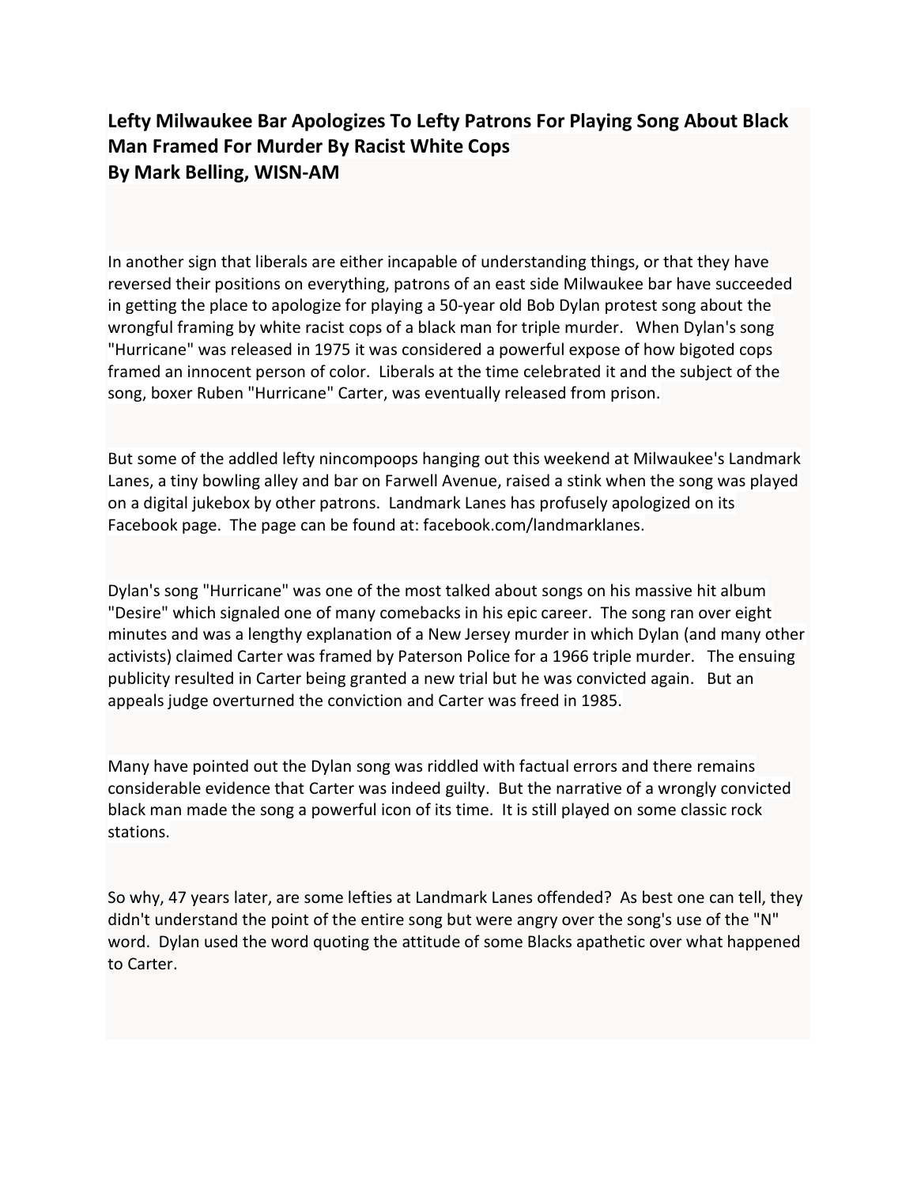**Lefty Milwaukee Bar Apologizes To Lefty Patrons For Playing Song About Black Man Framed For Murder By Racist White Cops**
**By Mark Belling, WISN-AM**

In another sign that liberals are either incapable of understanding things, or that they have reversed their positions on everything, patrons of an east side Milwaukee bar have succeeded in getting the place to apologize for playing a 50-year old Bob Dylan protest song about the wrongful framing by white racist cops of a black man for triple murder. When Dylan's song "Hurricane" was released in 1975 it was considered a powerful expose of how bigoted cops framed an innocent person of color. Liberals at the time celebrated it and the subject of the song, boxer Ruben "Hurricane" Carter, was eventually released from prison.

But some of the addled lefty nincompoops hanging out this weekend at Milwaukee's Landmark Lanes, a tiny bowling alley and bar on Farwell Avenue, raised a stink when the song was played on a digital jukebox by other patrons. Landmark Lanes has profusely apologized on its Facebook page. The page can be found at: facebook.com/landmarklanes.

Dylan's song "Hurricane" was one of the most talked about songs on his massive hit album "Desire" which signaled one of many comebacks in his epic career. The song ran over eight minutes and was a lengthy explanation of a New Jersey murder in which Dylan (and many other activists) claimed Carter was framed by Paterson Police for a 1966 triple murder. The ensuing publicity resulted in Carter being granted a new trial but he was convicted again. But an appeals judge overturned the conviction and Carter was freed in 1985.

Many have pointed out the Dylan song was riddled with factual errors and there remains considerable evidence that Carter was indeed guilty. But the narrative of a wrongly convicted black man made the song a powerful icon of its time. It is still played on some classic rock stations.

So why, 47 years later, are some lefties at Landmark Lanes offended? As best one can tell, they didn't understand the point of the entire song but were angry over the song's use of the "N" word. Dylan used the word quoting the attitude of some Blacks apathetic over what happened to Carter.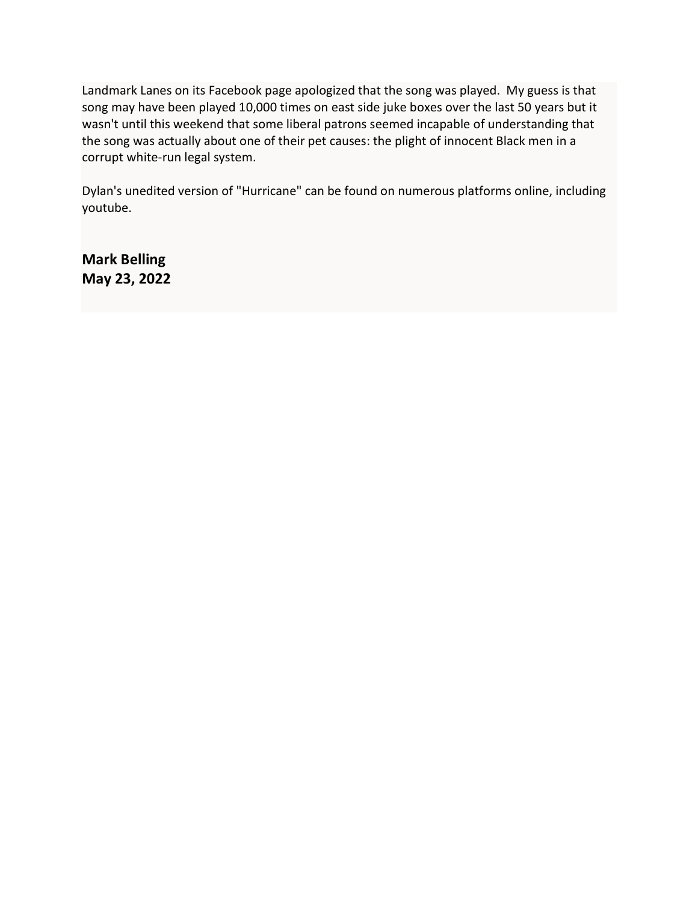Landmark Lanes on its Facebook page apologized that the song was played. My guess is that song may have been played 10,000 times on east side juke boxes over the last 50 years but it wasn't until this weekend that some liberal patrons seemed incapable of understanding that the song was actually about one of their pet causes: the plight of innocent Black men in a corrupt white-run legal system.

Dylan's unedited version of "Hurricane" can be found on numerous platforms online, including youtube.

**Mark Belling**
**May 23, 2022**